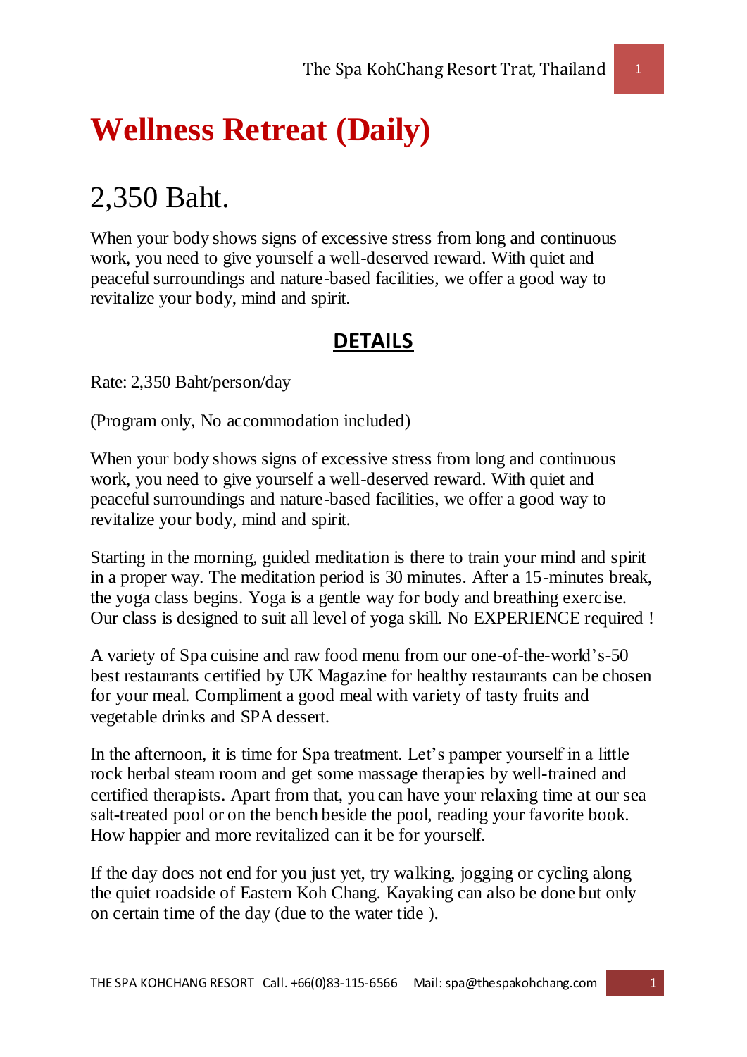# Wellness Retreat (Daily)

## 2,350 Baht.

When your body shows signs of excessive stress from long and continuous work, you need to give yourself a well-deserved reward. With quiet and peaceful surroundings and nature-based facilities, we offer a good way to revitalize your body, mind and spirit.

## DETAILS

Rate: 2,350 Baht/person/day

(Program only, No accommodation included)

When your body shows signs of excessive stress from long and continuous work, you need to give yourself a well-deserved reward. With quiet and peaceful surroundings and nature-based facilities, we offer a good way to revitalize your body, mind and spirit.

Starting in the morning, guided meditation is there to train your mind and spirit in a proper way. The meditation period is 30 minutes. After a 15-minutes break, the yoga class begins. Yoga is a gentle way for body and breathing exercise. Our class is designed to suit all level of yoga skill. No EXPERIENCE required !

A variety of Spa cuisine and raw food menu from our one-of-the-world's-50 best restaurants certified by UK Magazine for healthy restaurants can be chosen for your meal. Compliment a good meal with variety of tasty fruits and vegetable drinks and SPA dessert.

In the afternoon, it is time for Spa treatment. Let's pamper yourself in a little rock herbal steam room and get some massage therapies by well-trained and certified therapists. Apart from that, you can have your relaxing time at our sea salt-treated pool or on the bench beside the pool, reading your favorite book. How happier and more revitalized can it be for yourself.

If the day does not end for you just yet, try walking, jogging or cycling along the quiet roadside of Eastern Koh Chang. Kayaking can also be done but only on certain time of the day (due to the water tide ).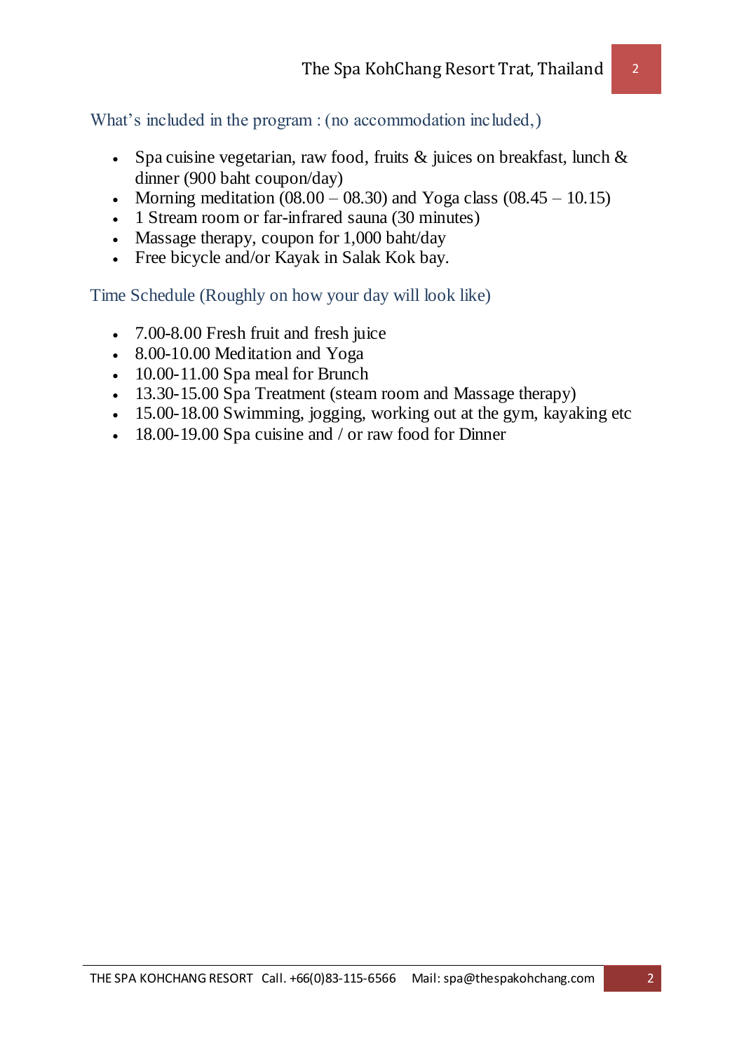## What's included in the program : (no accommodation included,)

- Spa cuisine vegetarian, raw food, fruits & juices on breakfast, lunch & dinner (900 baht coupon/day)
- Morning meditation (08.00 – 08.30) and Yoga class (08.45 – 10.15)
- 1 Stream room or far-infrared sauna (30 minutes)
- Massage therapy, coupon for 1,000 baht/day
- Free bicycle and/or Kayak in Salak Kok bay.

## Time Schedule (Roughly on how your day will look like)

- 7.00-8.00 Fresh fruit and fresh juice
- 8.00-10.00 Meditation and Yoga
- 10.00-11.00 Spa meal for Brunch
- 13.30-15.00 Spa Treatment (steam room and Massage therapy)
- 15.00-18.00 Swimming, jogging, working out at the gym, kayaking etc
- 18.00-19.00 Spa cuisine and / or raw food for Dinner